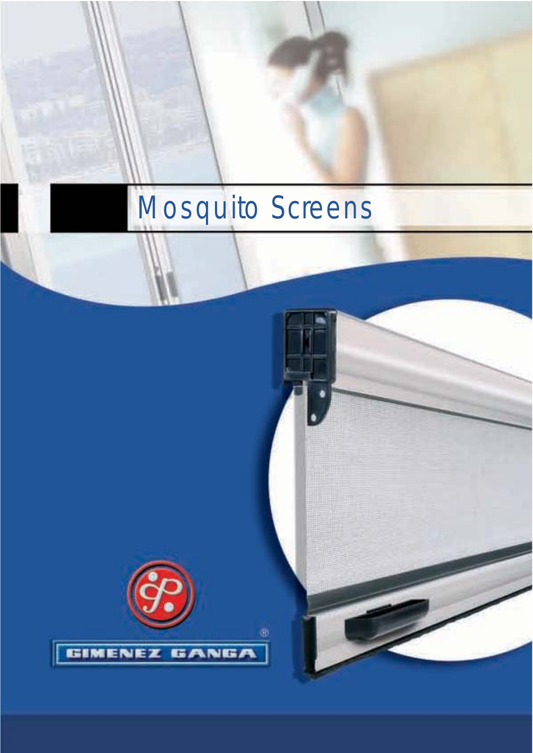# Mosquito Screens

GIMENEZ GANGA®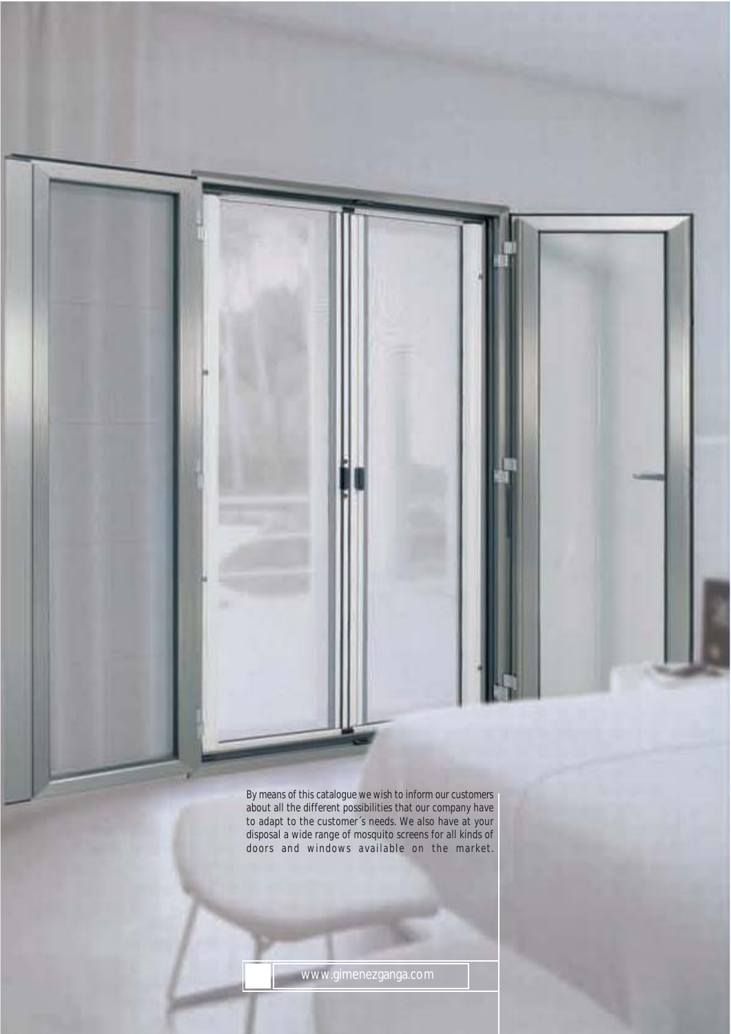By means of this catalogue we wish to inform our customers about all the different possibilities that our company have to adapt to the customer´s needs. We also have at your disposal a wide range of mosquito screens for all kinds of doors and windows available on the market.

www.gimenezganga.com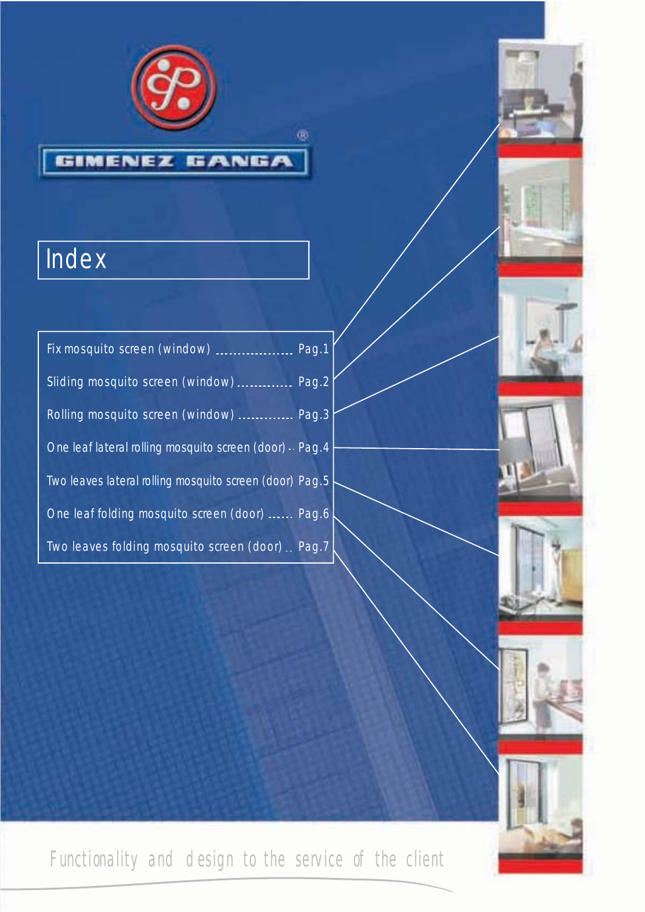GIMENEZ GANGA®

# Index

| | |
|---|---|
| Fix mosquito screen (window) | Pag.1 |
| Sliding mosquito screen (window) | Pag.2 |
| Rolling mosquito screen (window) | Pag.3 |
| One leaf lateral rolling mosquito screen (door) | Pag.4 |
| Two leaves lateral rolling mosquito screen (door) | Pag.5 |
| One leaf folding mosquito screen (door) | Pag.6 |
| Two leaves folding mosquito screen (door) | Pag.7 |

*Functionality and design to the service of the client*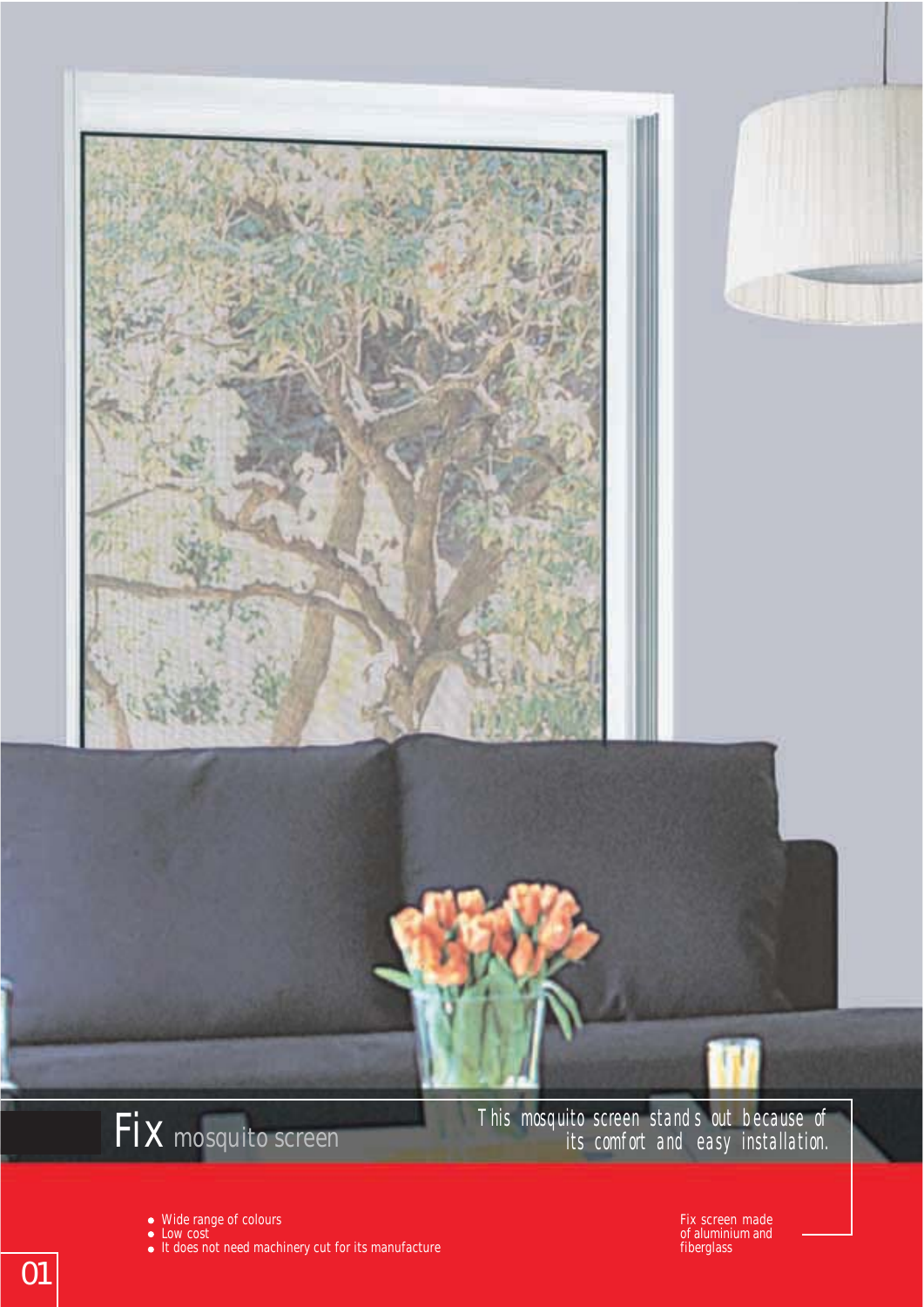# Fix mosquito screen

*This mosquito screen stands out because of its comfort and easy installation.*

- Wide range of colours
- Low cost
- It does not need machinery cut for its manufacture

Fix screen made of aluminium and fiberglass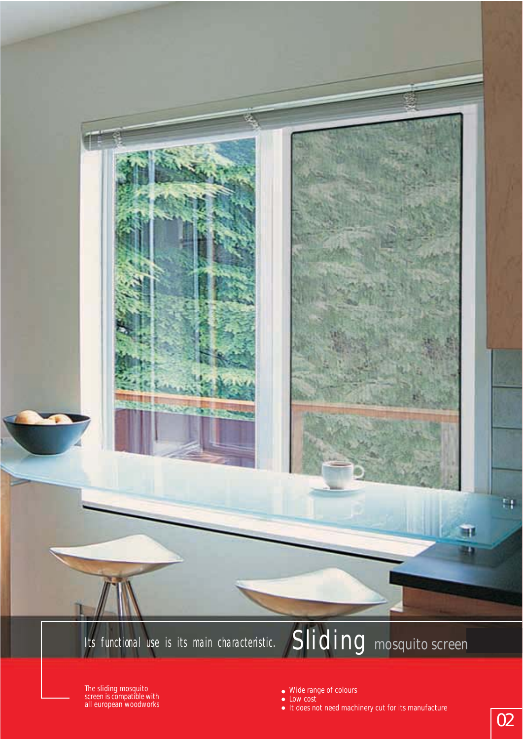*Its functional use is its main characteristic.*

# Sliding mosquito screen

The sliding mosquito screen is compatible with all european woodworks

- Wide range of colours
- Low cost
- It does not need machinery cut for its manufacture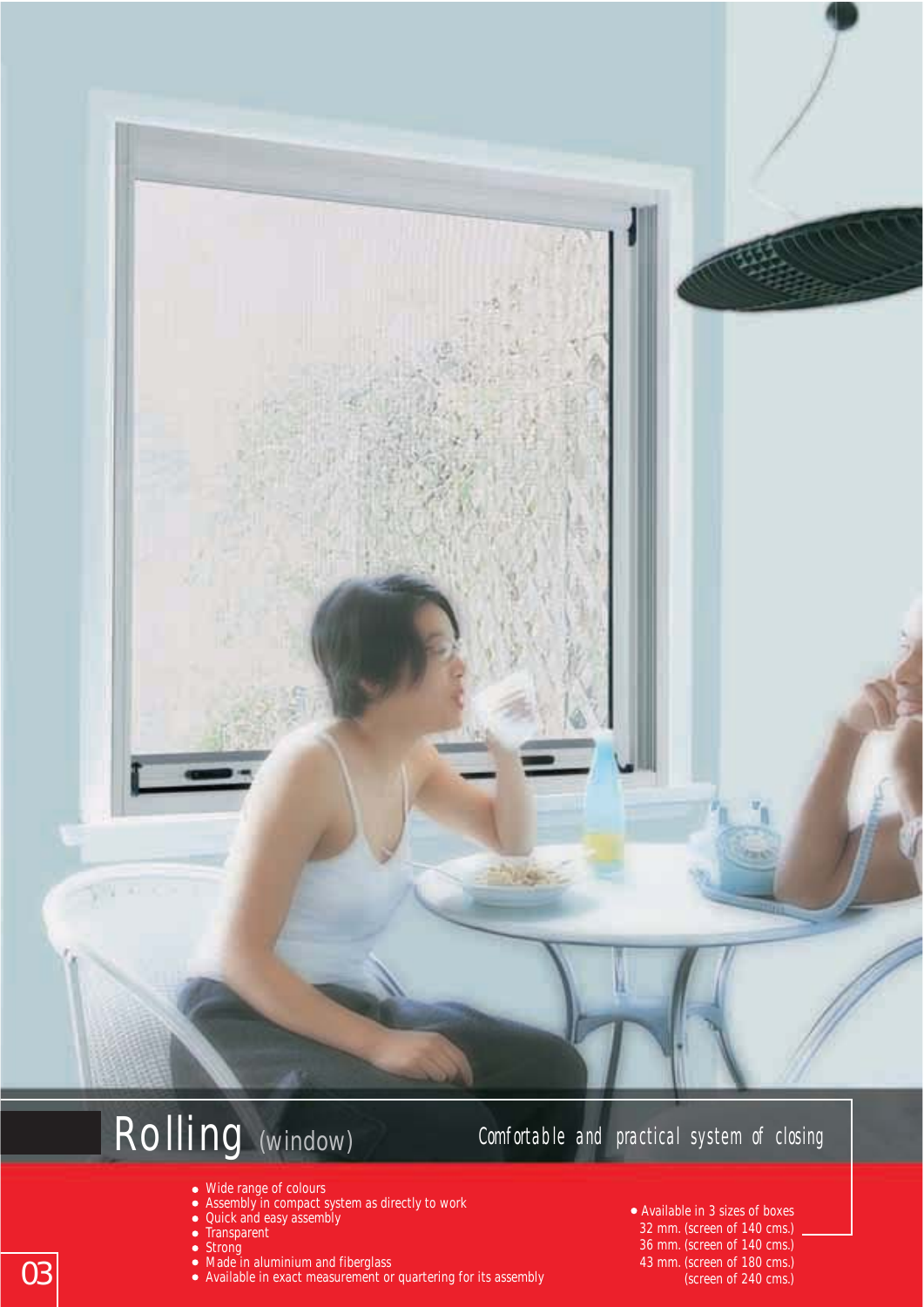# Rolling (window)

*Comfortable and practical system of closing*

- Wide range of colours
- Assembly in compact system as directly to work
- Quick and easy assembly
- Transparent
- Strong
- Made in aluminium and fiberglass
- Available in exact measurement or quartering for its assembly

- Available in 3 sizes of boxes
  32 mm. (screen of 140 cms.)
  36 mm. (screen of 140 cms.)
  43 mm. (screen of 180 cms.)
  (screen of 240 cms.)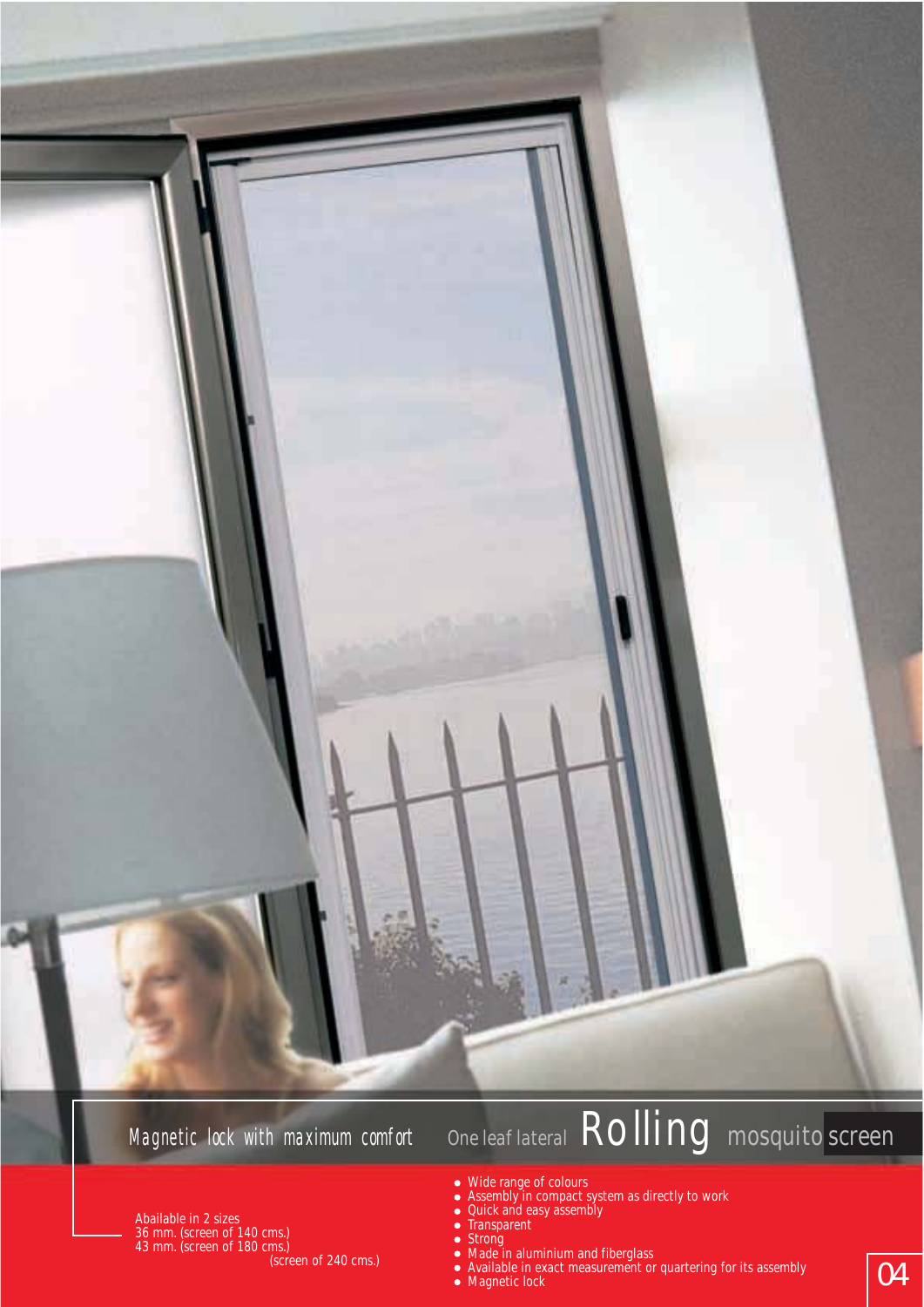*Magnetic lock with maximum comfort*

## One leaf lateral Rolling mosquito screen

Abailable in 2 sizes
36 mm. (screen of 140 cms.)
43 mm. (screen of 180 cms.)
(screen of 240 cms.)

- Wide range of colours
- Assembly in compact system as directly to work
- Quick and easy assembly
- Transparent
- Strong
- Made in aluminium and fiberglass
- Available in exact measurement or quartering for its assembly
- Magnetic lock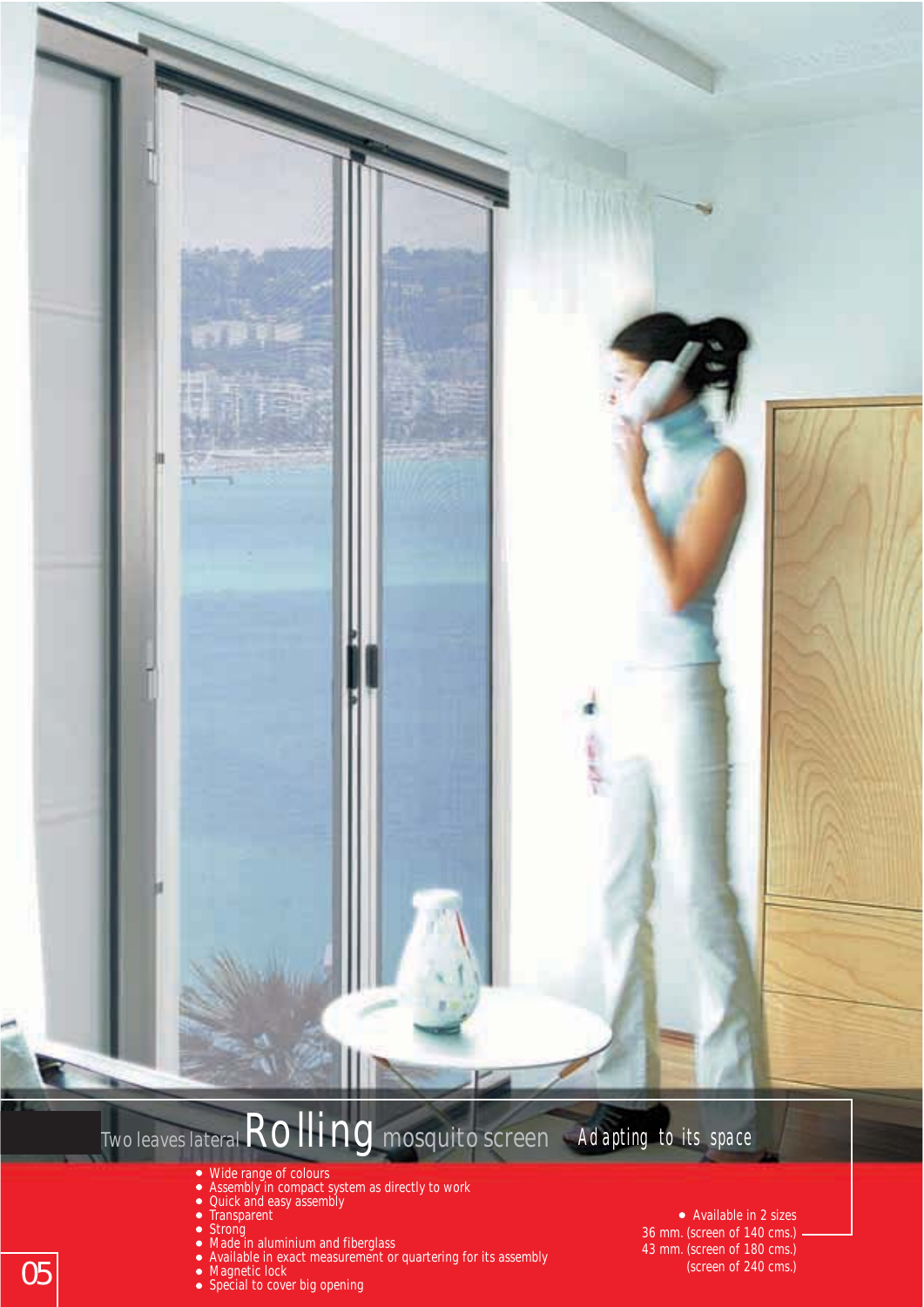# Two leaves lateral Rolling mosquito screen

*Adapting to its space*

- Wide range of colours
- Assembly in compact system as directly to work
- Quick and easy assembly
- Transparent
- Strong
- Made in aluminium and fiberglass
- Available in exact measurement or quartering for its assembly
- Magnetic lock
- Special to cover big opening

- Available in 2 sizes

36 mm. (screen of 140 cms.)
43 mm. (screen of 180 cms.)
(screen of 240 cms.)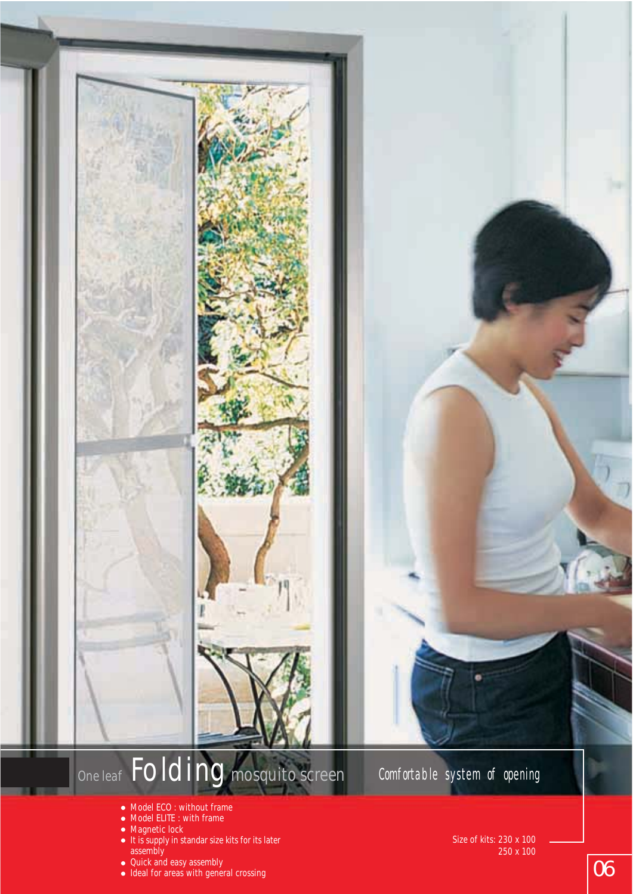# One leaf Folding mosquito screen

*Comfortable system of opening*

- Model ECO : without frame
- Model ELITE : with frame
- Magnetic lock
- It is supply in standar size kits for its later assembly
- Quick and easy assembly
- Ideal for areas with general crossing

Size of kits: 230 x 100
250 x 100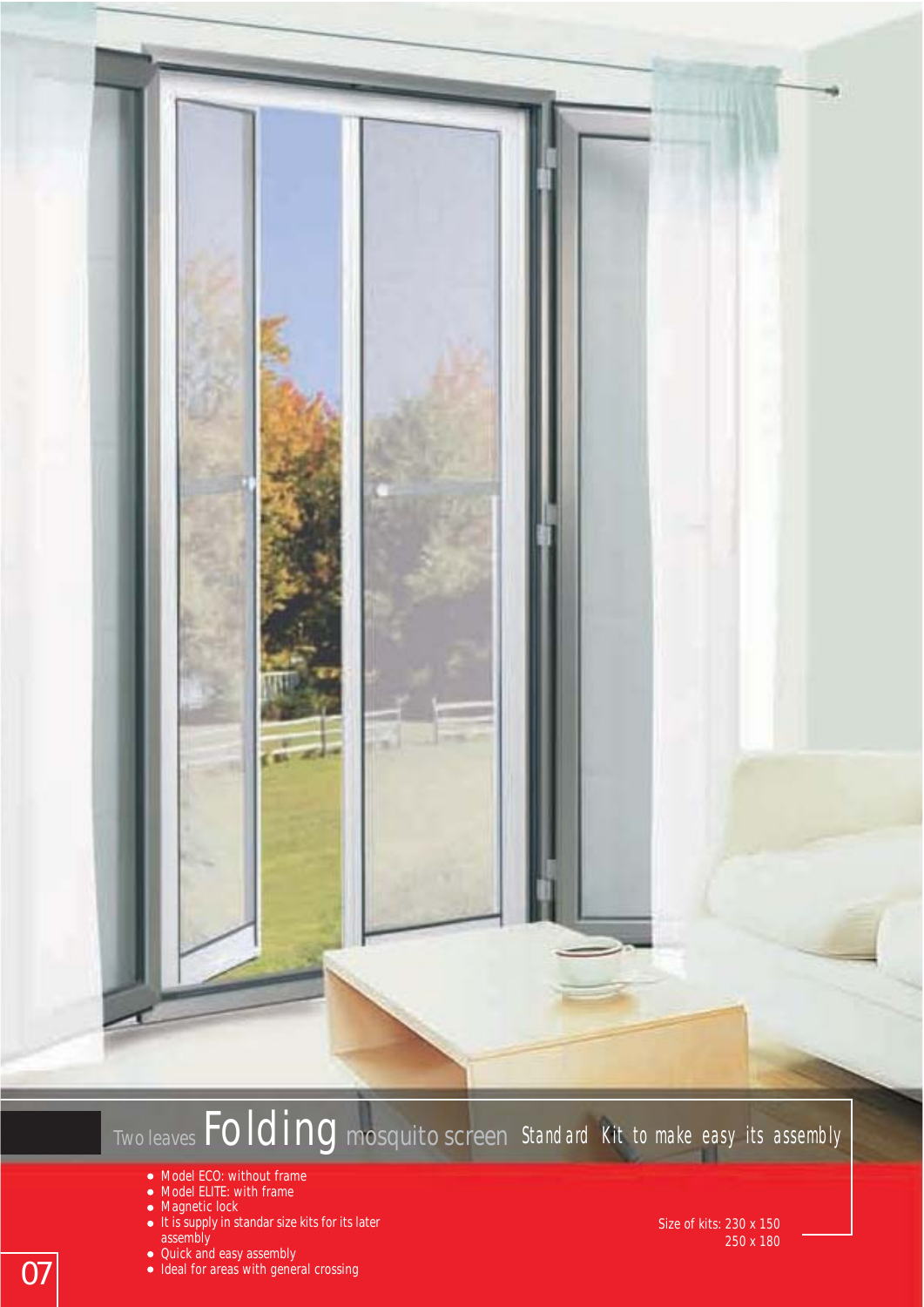## Two leaves **Folding** mosquito screen *Standard Kit to make easy its assembly*

- Model ECO: without frame
- Model ELITE: with frame
- Magnetic lock
- It is supply in standar size kits for its later assembly
- Quick and easy assembly
- Ideal for areas with general crossing

Size of kits: 230 x 150
250 x 180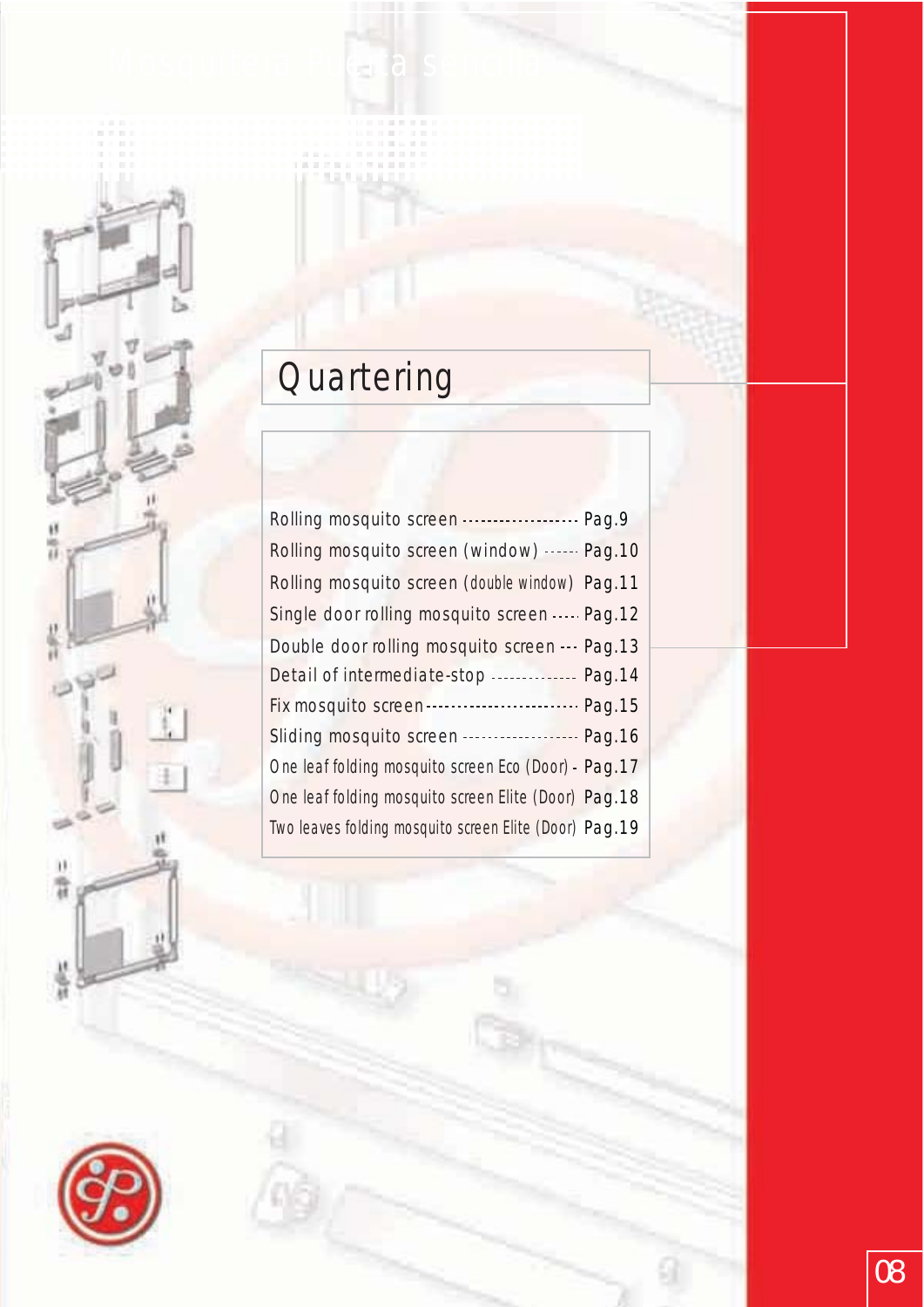# Quartering

| | |
|---|---|
| Rolling mosquito screen | Pag.9 |
| Rolling mosquito screen (window) | Pag.10 |
| Rolling mosquito screen (double window) | Pag.11 |
| Single door rolling mosquito screen | Pag.12 |
| Double door rolling mosquito screen | Pag.13 |
| Detail of intermediate-stop | Pag.14 |
| Fix mosquito screen | Pag.15 |
| Sliding mosquito screen | Pag.16 |
| One leaf folding mosquito screen Eco (Door) | Pag.17 |
| One leaf folding mosquito screen Elite (Door) | Pag.18 |
| Two leaves folding mosquito screen Elite (Door) | Pag.19 |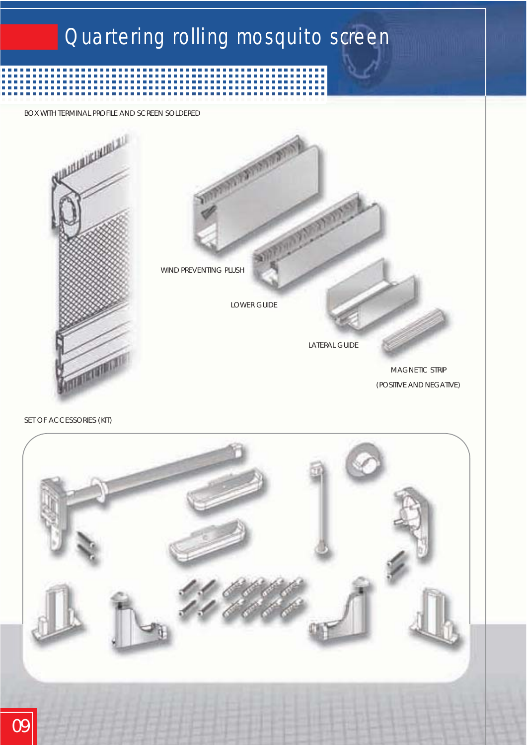# Quartering rolling mosquito screen

BOX WITH TERMINAL PROFILE AND SCREEN SOLDERED

WIND PREVENTING PLUSH

LOWER GUIDE

LATERAL GUIDE

MAGNETIC STRIP

(POSITIVE AND NEGATIVE)

SET OF ACCESSORIES (KIT)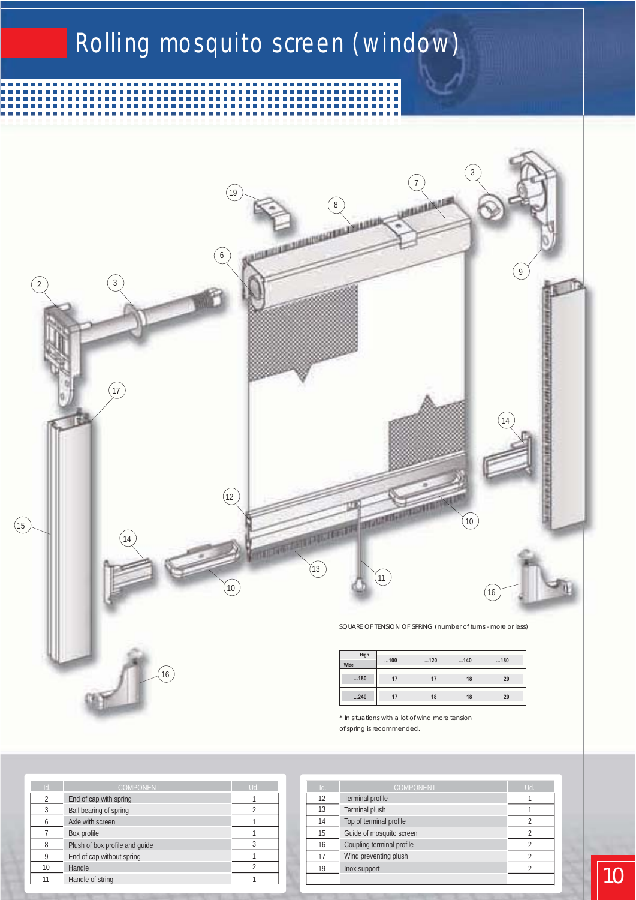# Rolling mosquito screen (window)

SQUARE OF TENSION OF SPRING (number of turns - more or less)

| High / Wide | ...100 | ...120 | ...140 | ...180 |
|---|---|---|---|---|
| ...180 | 17 | 17 | 18 | 20 |
| ...240 | 17 | 18 | 18 | 20 |

* In situations with a lot of wind more tension of spring is recommended.

| Id. | COMPONENT | Ud. |
|---|---|---|
| 2 | End of cap with spring | 1 |
| 3 | Ball bearing of spring | 2 |
| 6 | Axle with screen | 1 |
| 7 | Box profile | 1 |
| 8 | Plush of box profile and guide | 3 |
| 9 | End of cap without spring | 1 |
| 10 | Handle | 2 |
| 11 | Handle of string | 1 |

| Id. | COMPONENT | Ud. |
|---|---|---|
| 12 | Terminal profile | 1 |
| 13 | Terminal plush | 1 |
| 14 | Top of terminal profile | 2 |
| 15 | Guide of mosquito screen | 2 |
| 16 | Coupling terminal profile | 2 |
| 17 | Wind preventing plush | 2 |
| 19 | Inox support | 2 |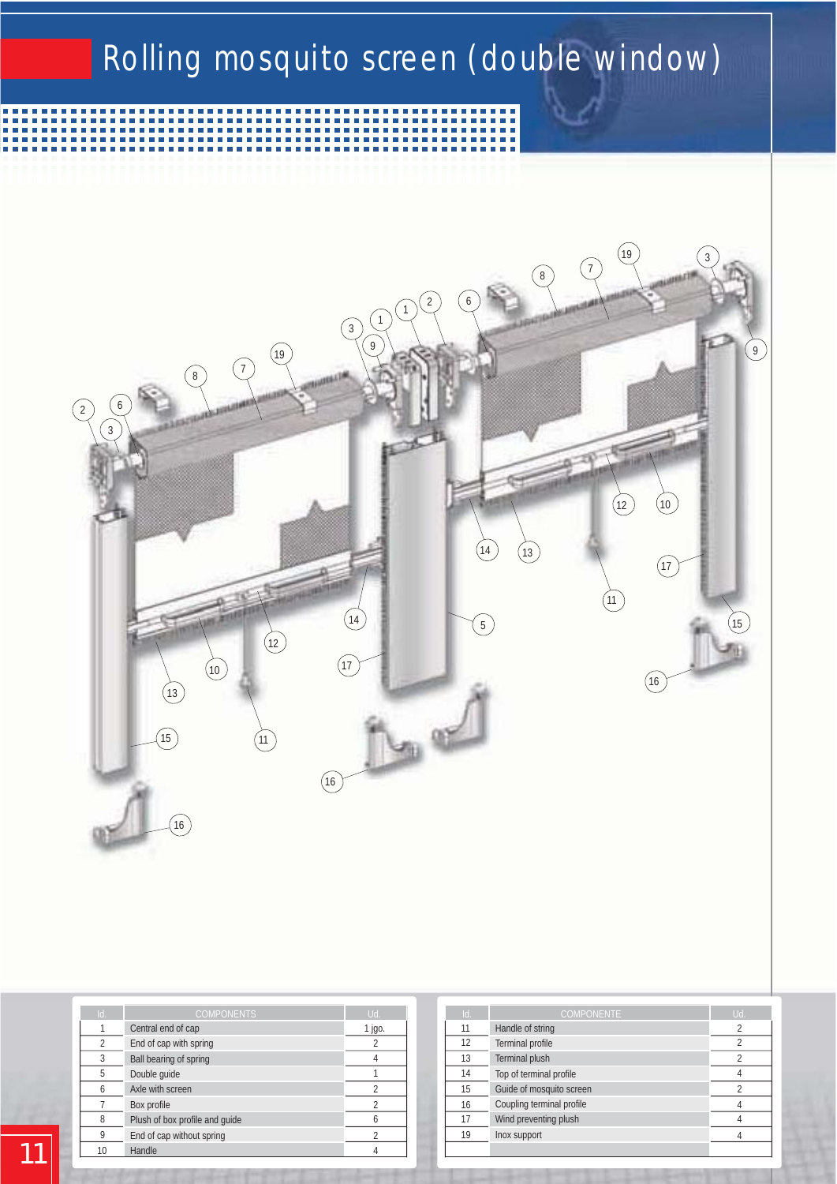# Rolling mosquito screen (double window)

| Id. | COMPONENTS | Ud. |
|---|---|---|
| 1 | Central end of cap | 1 jgo. |
| 2 | End of cap with spring | 2 |
| 3 | Ball bearing of spring | 4 |
| 5 | Double guide | 1 |
| 6 | Axle with screen | 2 |
| 7 | Box profile | 2 |
| 8 | Plush of box profile and guide | 6 |
| 9 | End of cap without spring | 2 |
| 10 | Handle | 4 |

| Id. | COMPONENTE | Ud. |
|---|---|---|
| 11 | Handle of string | 2 |
| 12 | Terminal profile | 2 |
| 13 | Terminal plush | 2 |
| 14 | Top of terminal profile | 4 |
| 15 | Guide of mosquito screen | 2 |
| 16 | Coupling terminal profile | 4 |
| 17 | Wind preventing plush | 4 |
| 19 | Inox support | 4 |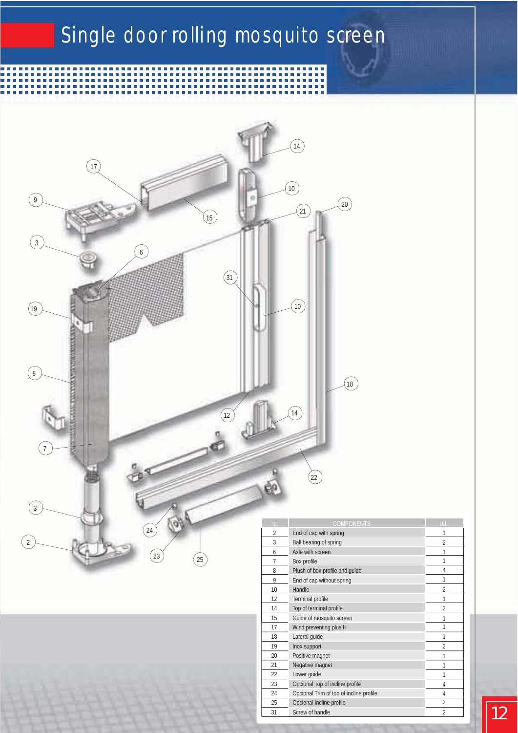# Single door rolling mosquito screen

| Id. | COMPONENTS | Ud. |
|---|---|---|
| 2 | End of cap with spring | 1 |
| 3 | Ball bearing of spring | 2 |
| 6 | Axle with screen | 1 |
| 7 | Box profile | 1 |
| 8 | Plush of box profile and guide | 4 |
| 9 | End of cap without spring | 1 |
| 10 | Handle | 2 |
| 12 | Terminal profile | 1 |
| 14 | Top of terminal profile | 2 |
| 15 | Guide of mosquito screen | 1 |
| 17 | Wind preventing plus H | 1 |
| 18 | Lateral guide | 1 |
| 19 | Inox support | 2 |
| 20 | Positive magnet | 1 |
| 21 | Negative magnet | 1 |
| 22 | Lower guide | 1 |
| 23 | Opcional Top of incline profile | 4 |
| 24 | Opcional Trim of top of incline profile | 4 |
| 25 | Opcional Incline profile | 2 |
| 31 | Screw of handle | 2 |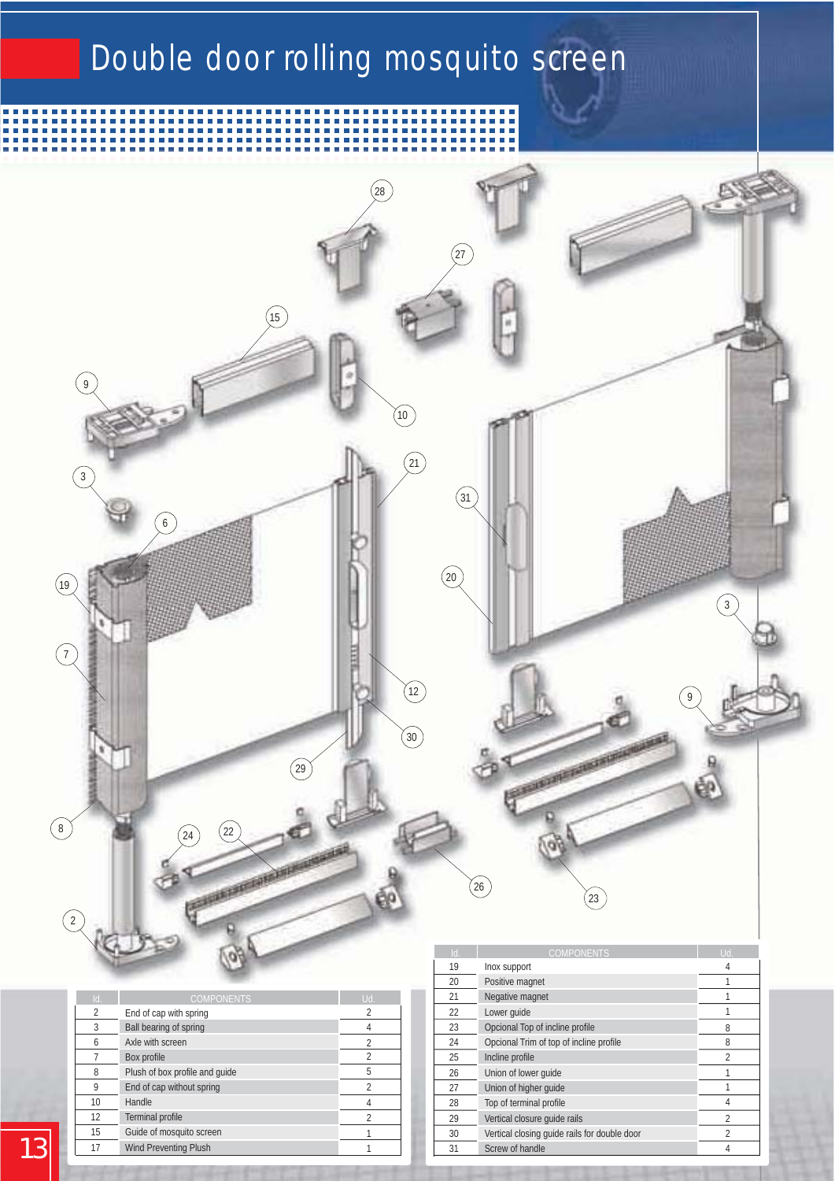# Double door rolling mosquito screen

| Id. | COMPONENTS | Ud. |
|---|---|---|
| 2 | End of cap with spring | 2 |
| 3 | Ball bearing of spring | 4 |
| 6 | Axle with screen | 2 |
| 7 | Box profile | 2 |
| 8 | Plush of box profile and guide | 5 |
| 9 | End of cap without spring | 2 |
| 10 | Handle | 4 |
| 12 | Terminal profile | 2 |
| 15 | Guide of mosquito screen | 1 |
| 17 | Wind Preventing Plush | 1 |

| Id. | COMPONENTS | Ud. |
|---|---|---|
| 19 | Inox support | 4 |
| 20 | Positive magnet | 1 |
| 21 | Negative magnet | 1 |
| 22 | Lower guide | 1 |
| 23 | Opcional Top of incline profile | 8 |
| 24 | Opcional Trim of top of incline profile | 8 |
| 25 | Incline profile | 2 |
| 26 | Union of lower guide | 1 |
| 27 | Union of higher guide | 1 |
| 28 | Top of terminal profile | 4 |
| 29 | Vertical closure guide rails | 2 |
| 30 | Vertical closing guide rails for double door | 2 |
| 31 | Screw of handle | 4 |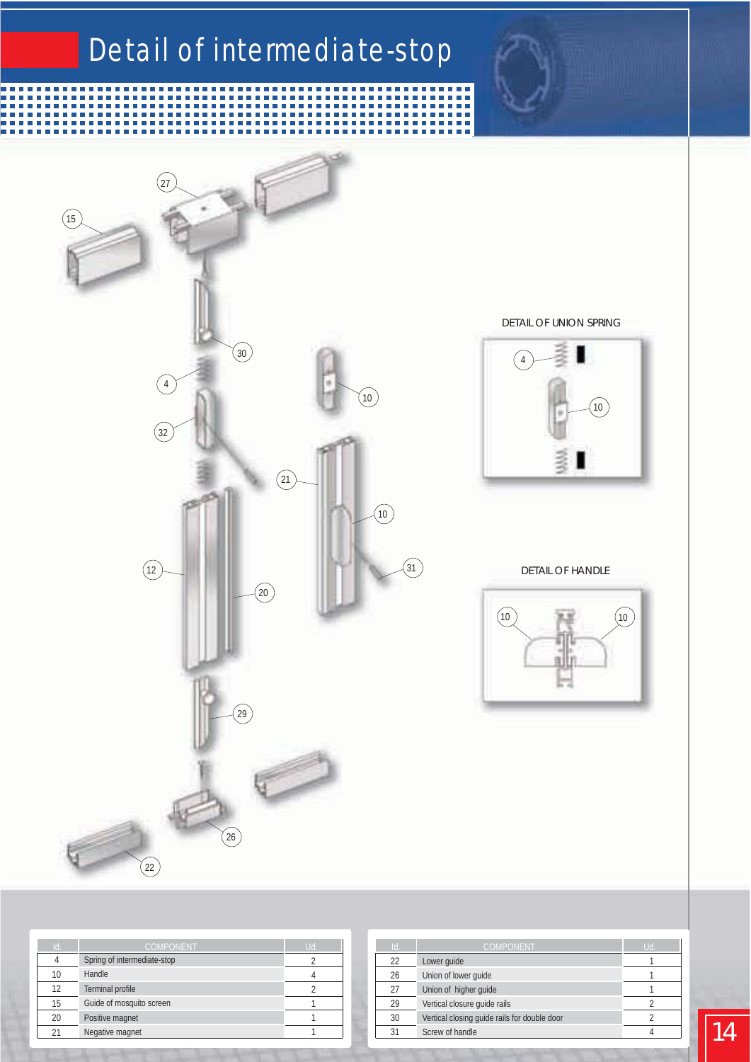# Detail of intermediate-stop

DETAIL OF UNION SPRING

DETAIL OF HANDLE

| Id. | COMPONENT | Ud. |
|---|---|---|
| 4 | Spring of intermediate-stop | 2 |
| 10 | Handle | 4 |
| 12 | Terminal profile | 2 |
| 15 | Guide of mosquito screen | 1 |
| 20 | Positive magnet | 1 |
| 21 | Negative magnet | 1 |

| Id. | COMPONENT | Ud. |
|---|---|---|
| 22 | Lower guide | 1 |
| 26 | Union of lower guide | 1 |
| 27 | Union of higher guide | 1 |
| 29 | Vertical closure guide rails | 2 |
| 30 | Vertical closing guide rails for double door | 2 |
| 31 | Screw of handle | 4 |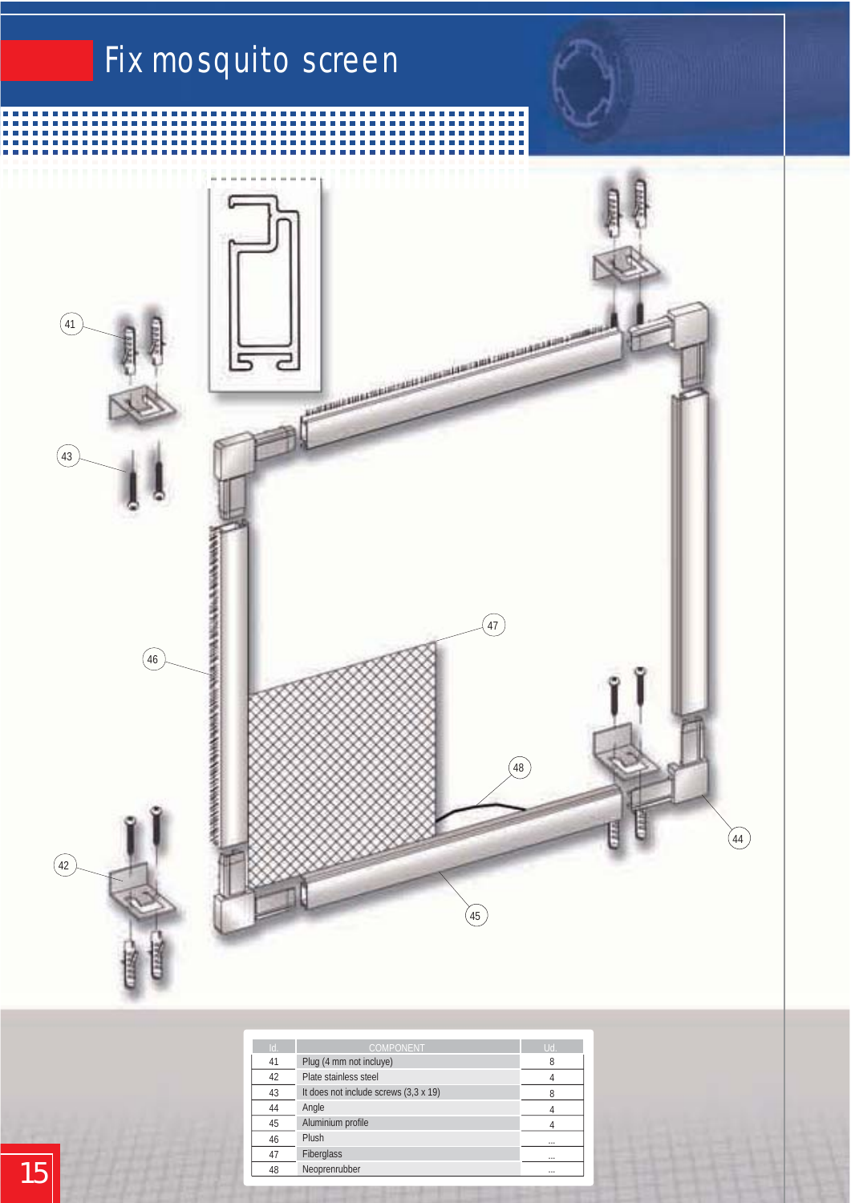# Fix mosquito screen

| Id. | COMPONENT | Ud. |
|---|---|---|
| 41 | Plug (4 mm not incluye) | 8 |
| 42 | Plate stainless steel | 4 |
| 43 | It does not include screws (3,3 x 19) | 8 |
| 44 | Angle | 4 |
| 45 | Aluminium profile | 4 |
| 46 | Plush | ... |
| 47 | Fiberglass | ... |
| 48 | Neoprenrubber | ... |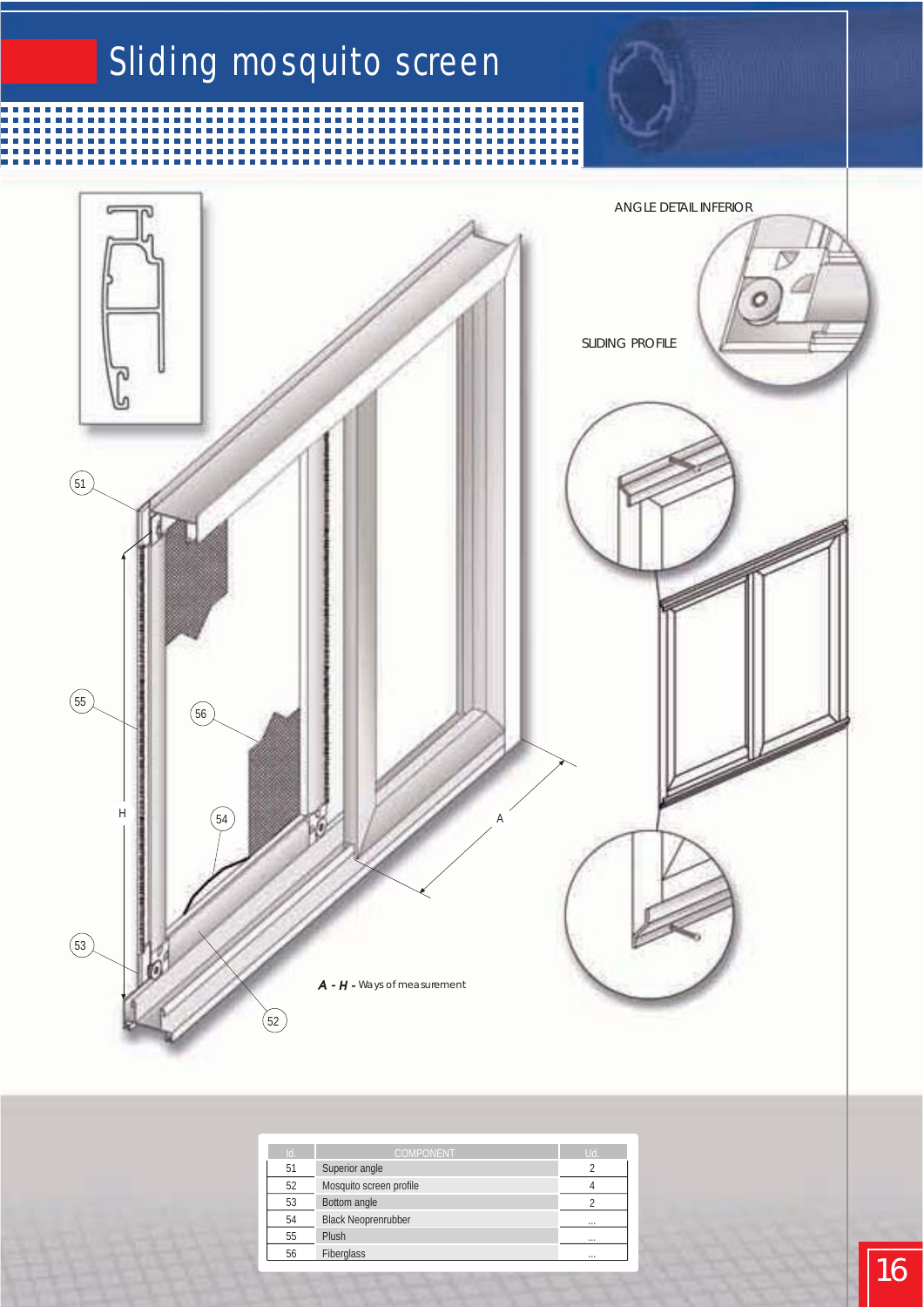# Sliding mosquito screen

ANGLE DETAIL INFERIOR

SLIDING PROFILE

51

55

56

54

53

52

H

A

*A - H -* Ways of measurement

| Id. | COMPONENT | Ud. |
|---|---|---|
| 51 | Superior angle | 2 |
| 52 | Mosquito screen profile | 4 |
| 53 | Bottom angle | 2 |
| 54 | Black Neoprenrubber | ... |
| 55 | Plush | ... |
| 56 | Fiberglass | ... |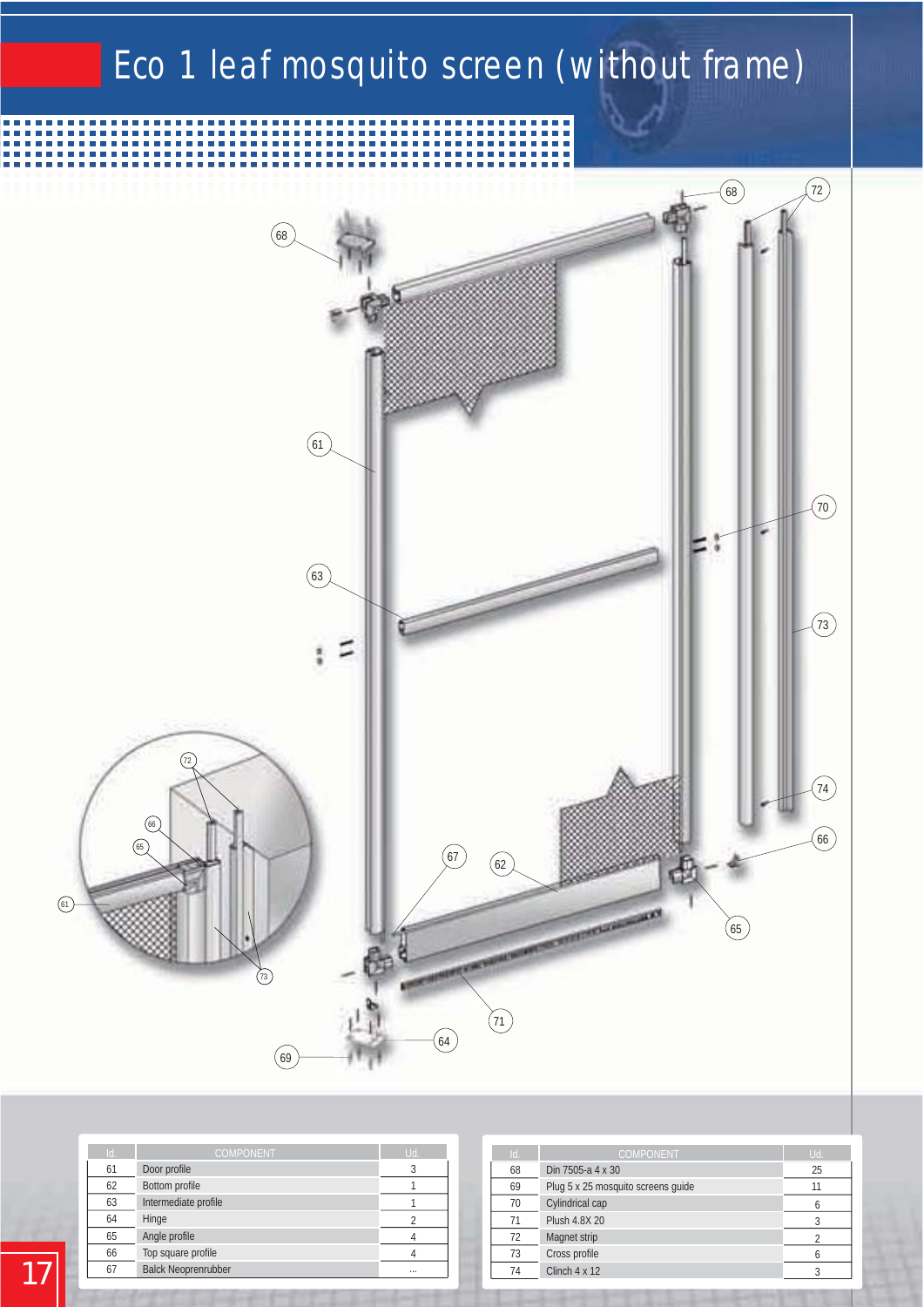# Eco 1 leaf mosquito screen (without frame)

| Id. | COMPONENT | Ud. |
|---|---|---|
| 61 | Door profile | 3 |
| 62 | Bottom profile | 1 |
| 63 | Intermediate profile | 1 |
| 64 | Hinge | 2 |
| 65 | Angle profile | 4 |
| 66 | Top square profile | 4 |
| 67 | Balck Neoprenrubber | ... |

| Id. | COMPONENT | Ud. |
|---|---|---|
| 68 | Din 7505-a 4 x 30 | 25 |
| 69 | Plug 5 x 25 mosquito screens guide | 11 |
| 70 | Cylindrical cap | 6 |
| 71 | Plush 4.8X 20 | 3 |
| 72 | Magnet strip | 2 |
| 73 | Cross profile | 6 |
| 74 | Clinch 4 x 12 | 3 |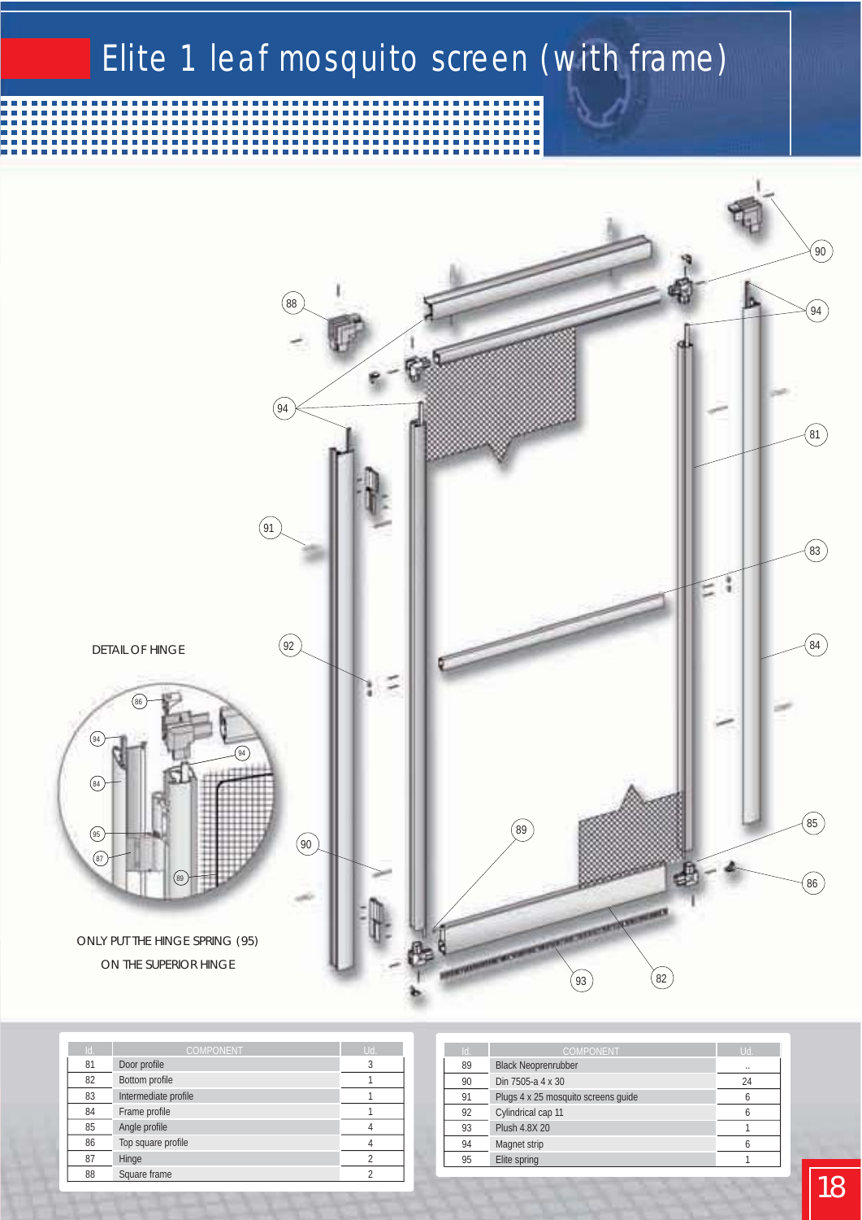# Elite 1 leaf mosquito screen (with frame)

DETAIL OF HINGE

ONLY PUT THE HINGE SPRING (95) ON THE SUPERIOR HINGE

| Id. | COMPONENT | Ud. |
|---|---|---|
| 81 | Door profile | 3 |
| 82 | Bottom profile | 1 |
| 83 | Intermediate profile | 1 |
| 84 | Frame profile | 1 |
| 85 | Angle profile | 4 |
| 86 | Top square profile | 4 |
| 87 | Hinge | 2 |
| 88 | Square frame | 2 |

| Id. | COMPONENT | Ud. |
|---|---|---|
| 89 | Black Neoprenrubber | .. |
| 90 | Din 7505-a 4 x 30 | 24 |
| 91 | Plugs 4 x 25 mosquito screens guide | 6 |
| 92 | Cylindrical cap 11 | 6 |
| 93 | Plush 4.8X 20 | 1 |
| 94 | Magnet strip | 6 |
| 95 | Elite spring | 1 |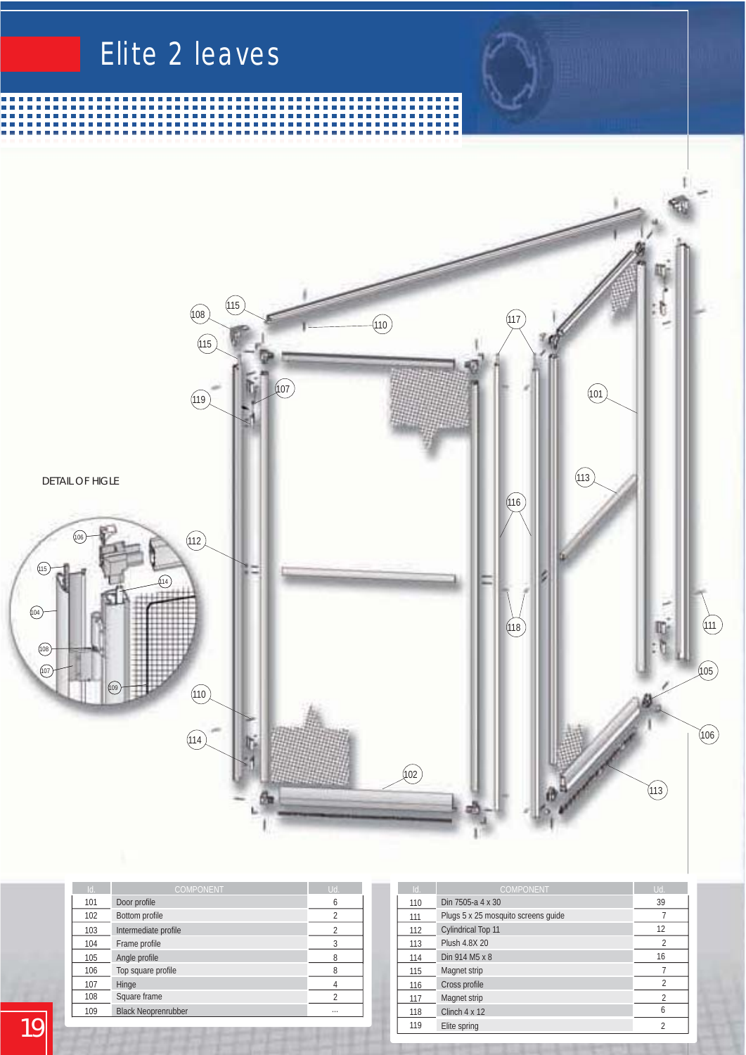# Elite 2 leaves

DETAIL OF HIGLE

| Id. | COMPONENT | Ud. |
|---|---|---|
| 101 | Door profile | 6 |
| 102 | Bottom profile | 2 |
| 103 | Intermediate profile | 2 |
| 104 | Frame profile | 3 |
| 105 | Angle profile | 8 |
| 106 | Top square profile | 8 |
| 107 | Hinge | 4 |
| 108 | Square frame | 2 |
| 109 | Black Neoprenrubber | ... |

| Id. | COMPONENT | Ud. |
|---|---|---|
| 110 | Din 7505-a 4 x 30 | 39 |
| 111 | Plugs 5 x 25 mosquito screens guide | 7 |
| 112 | Cylindrical Top 11 | 12 |
| 113 | Plush 4.8X 20 | 2 |
| 114 | Din 914 M5 x 8 | 16 |
| 115 | Magnet strip | 7 |
| 116 | Cross profile | 2 |
| 117 | Magnet strip | 2 |
| 118 | Clinch 4 x 12 | 6 |
| 119 | Elite spring | 2 |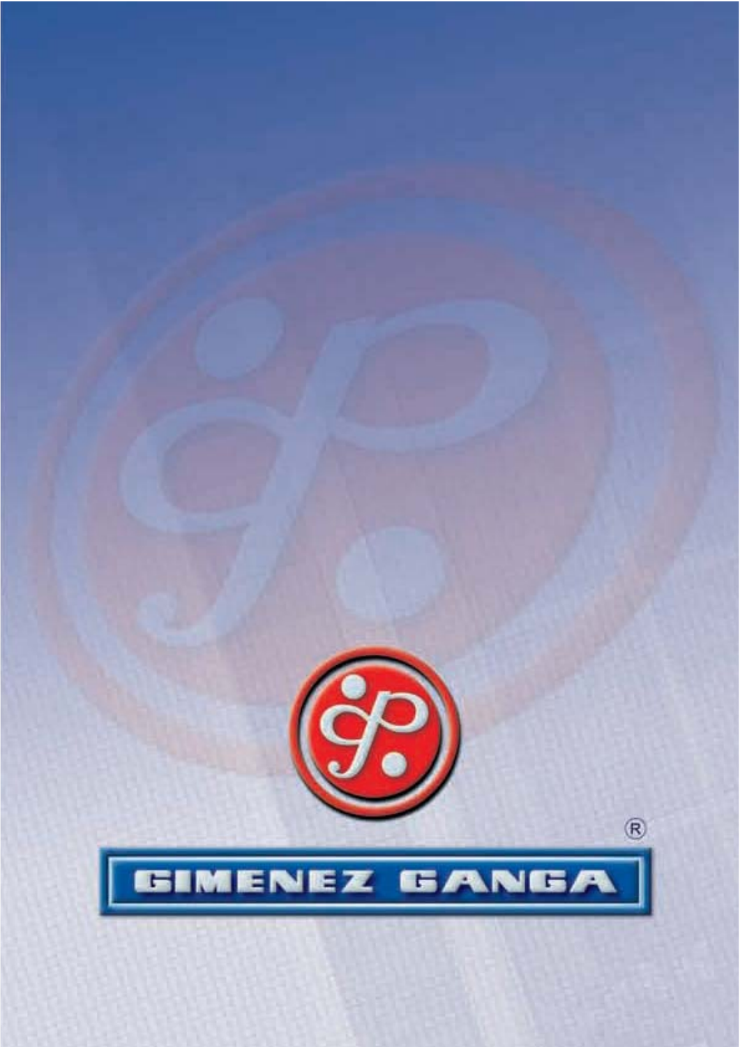GIMENEZ GANGA®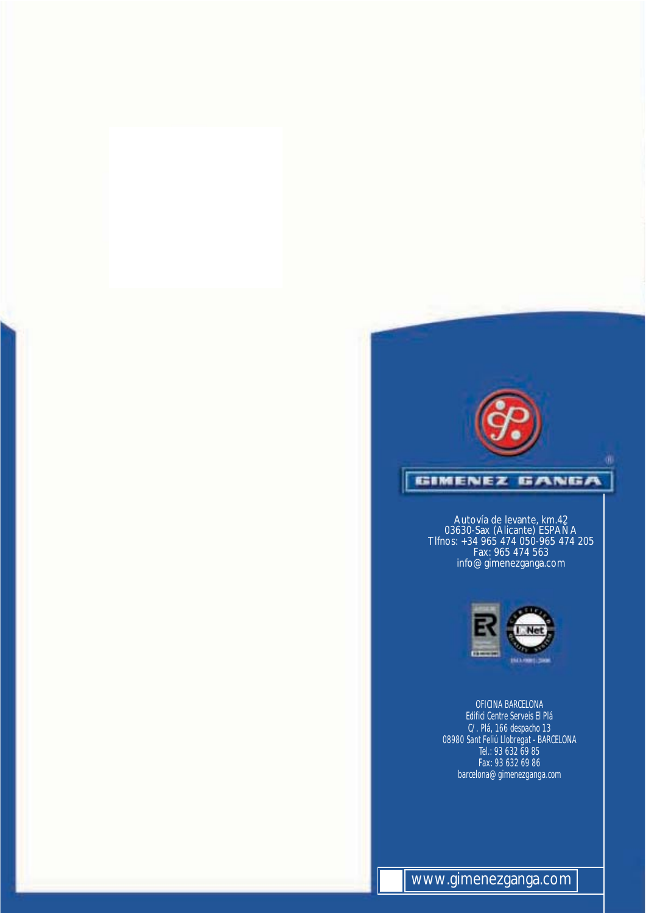GIMENEZ GANGA®

Autovía de levante, km.42
03630-Sax (Alicante) ESPAÑA
Tlfnos: +34 965 474 050-965 474 205
Fax: 965 474 563
info@gimenezganga.com

OFICINA BARCELONA
Edifici Centre Serveis El Plá
C/. Plá, 166 despacho 13
08980 Sant Feliú Llobregat - BARCELONA
Tel.: 93 632 69 85
Fax: 93 632 69 86
barcelona@gimenezganga.com

www.gimenezganga.com